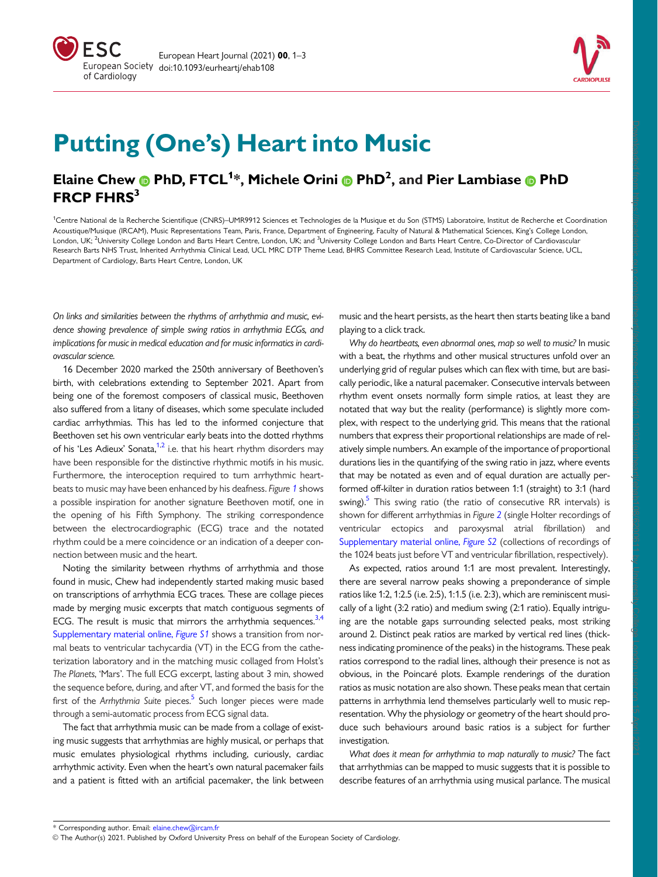# Putting (One's) Heart into Music

## Elaine Chew PhD, FTCL[1]*, Michele Orini PhD[2], and Pier Lambiase PhD FRCP FHRS[3]

[1]Centre National de la Recherche Scientifique (CNRS)–UMR9912 Sciences et Technologies de la Musique et du Son (STMS) Laboratoire, Institut de Recherche et Coordination Acoustique/Musique (IRCAM), Music Representations Team, Paris, France, Department of Engineering, Faculty of Natural & Mathematical Sciences, King's College London, London, UK; [2]University College London and Barts Heart Centre, London, UK; and [3]University College London and Barts Heart Centre, Co-Director of Cardiovascular Research Barts NHS Trust, Inherited Arrhythmia Clinical Lead, UCL MRC DTP Theme Lead, BHRS Committee Research Lead, Institute of Cardiovascular Science, UCL, Department of Cardiology, Barts Heart Centre, London, UK

*On links and similarities between the rhythms of arrhythmia and music, evidence showing prevalence of simple swing ratios in arrhythmia ECGs, and implications for music in medical education and for music informatics in cardiovascular science.*

16 December 2020 marked the 250th anniversary of Beethoven's birth, with celebrations extending to September 2021. Apart from being one of the foremost composers of classical music, Beethoven also suffered from a litany of diseases, which some speculate included cardiac arrhythmias. This has led to the informed conjecture that Beethoven set his own ventricular early beats into the dotted rhythms of his 'Les Adieux' Sonata,[1,2] i.e. that his heart rhythm disorders may have been responsible for the distinctive rhythmic motifs in his music. Furthermore, the interoception required to turn arrhythmic heartbeats to music may have been enhanced by his deafness. *Figure 1* shows a possible inspiration for another signature Beethoven motif, one in the opening of his Fifth Symphony. The striking correspondence between the electrocardiographic (ECG) trace and the notated rhythm could be a mere coincidence or an indication of a deeper connection between music and the heart.

Noting the similarity between rhythms of arrhythmia and those found in music, Chew had independently started making music based on transcriptions of arrhythmia ECG traces. These are collage pieces made by merging music excerpts that match contiguous segments of ECG. The result is music that mirrors the arrhythmia sequences.[3,4] Supplementary material online, *Figure S1* shows a transition from normal beats to ventricular tachycardia (VT) in the ECG from the catheterization laboratory and in the matching music collaged from Holst's *The Planets*, 'Mars'. The full ECG excerpt, lasting about 3 min, showed the sequence before, during, and after VT, and formed the basis for the first of the *Arrhythmia Suite* pieces.[5] Such longer pieces were made through a semi-automatic process from ECG signal data.

The fact that arrhythmia music can be made from a collage of existing music suggests that arrhythmias are highly musical, or perhaps that music emulates physiological rhythms including, curiously, cardiac arrhythmic activity. Even when the heart's own natural pacemaker fails and a patient is fitted with an artificial pacemaker, the link between music and the heart persists, as the heart then starts beating like a band playing to a click track.

*Why do heartbeats, even abnormal ones, map so well to music?* In music with a beat, the rhythms and other musical structures unfold over an underlying grid of regular pulses which can flex with time, but are basically periodic, like a natural pacemaker. Consecutive intervals between rhythm event onsets normally form simple ratios, at least they are notated that way but the reality (performance) is slightly more complex, with respect to the underlying grid. This means that the rational numbers that express their proportional relationships are made of relatively simple numbers. An example of the importance of proportional durations lies in the quantifying of the swing ratio in jazz, where events that may be notated as even and of equal duration are actually performed off-kilter in duration ratios between 1:1 (straight) to 3:1 (hard swing).[5] This swing ratio (the ratio of consecutive RR intervals) is shown for different arrhythmias in *Figure 2* (single Holter recordings of ventricular ectopics and paroxysmal atrial fibrillation) and Supplementary material online, *Figure S2* (collections of recordings of the 1024 beats just before VT and ventricular fibrillation, respectively).

As expected, ratios around 1:1 are most prevalent. Interestingly, there are several narrow peaks showing a preponderance of simple ratios like 1:2, 1:2.5 (i.e. 2:5), 1:1.5 (i.e. 2:3), which are reminiscent musically of a light (3:2 ratio) and medium swing (2:1 ratio). Equally intriguing are the notable gaps surrounding selected peaks, most striking around 2. Distinct peak ratios are marked by vertical red lines (thickness indicating prominence of the peaks) in the histograms. These peak ratios correspond to the radial lines, although their presence is not as obvious, in the Poincaré plots. Example renderings of the duration ratios as music notation are also shown. These peaks mean that certain patterns in arrhythmia lend themselves particularly well to music representation. Why the physiology or geometry of the heart should produce such behaviours around basic ratios is a subject for further investigation.

*What does it mean for arrhythmia to map naturally to music?* The fact that arrhythmias can be mapped to music suggests that it is possible to describe features of an arrhythmia using musical parlance. The musical

\* Corresponding author. Email: elaine.chew@ircam.fr

© The Author(s) 2021. Published by Oxford University Press on behalf of the European Society of Cardiology.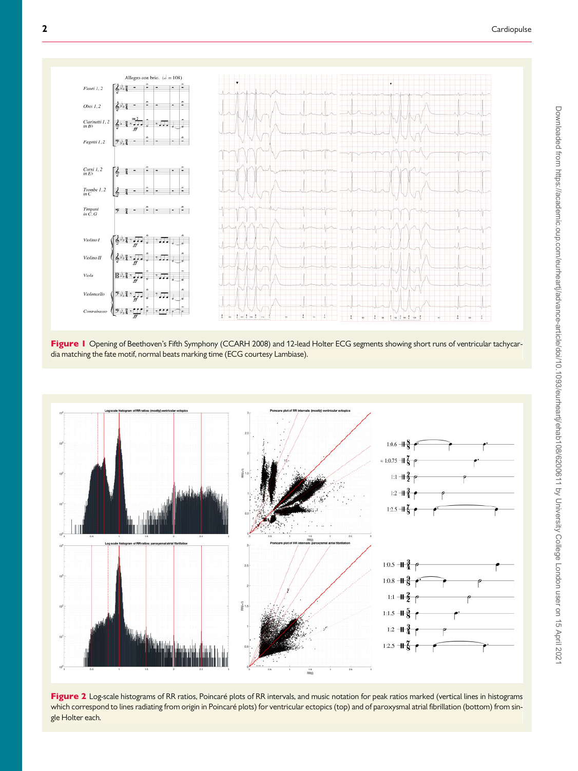**Figure 1** Opening of Beethoven's Fifth Symphony (CCARH 2008) and 12-lead Holter ECG segments showing short runs of ventricular tachycardia matching the fate motif, normal beats marking time (ECG courtesy Lambiase).

**Figure 2** Log-scale histograms of RR ratios, Poincaré plots of RR intervals, and music notation for peak ratios marked (vertical lines in histograms which correspond to lines radiating from origin in Poincaré plots) for ventricular ectopics (top) and of paroxysmal atrial fibrillation (bottom) from single Holter each.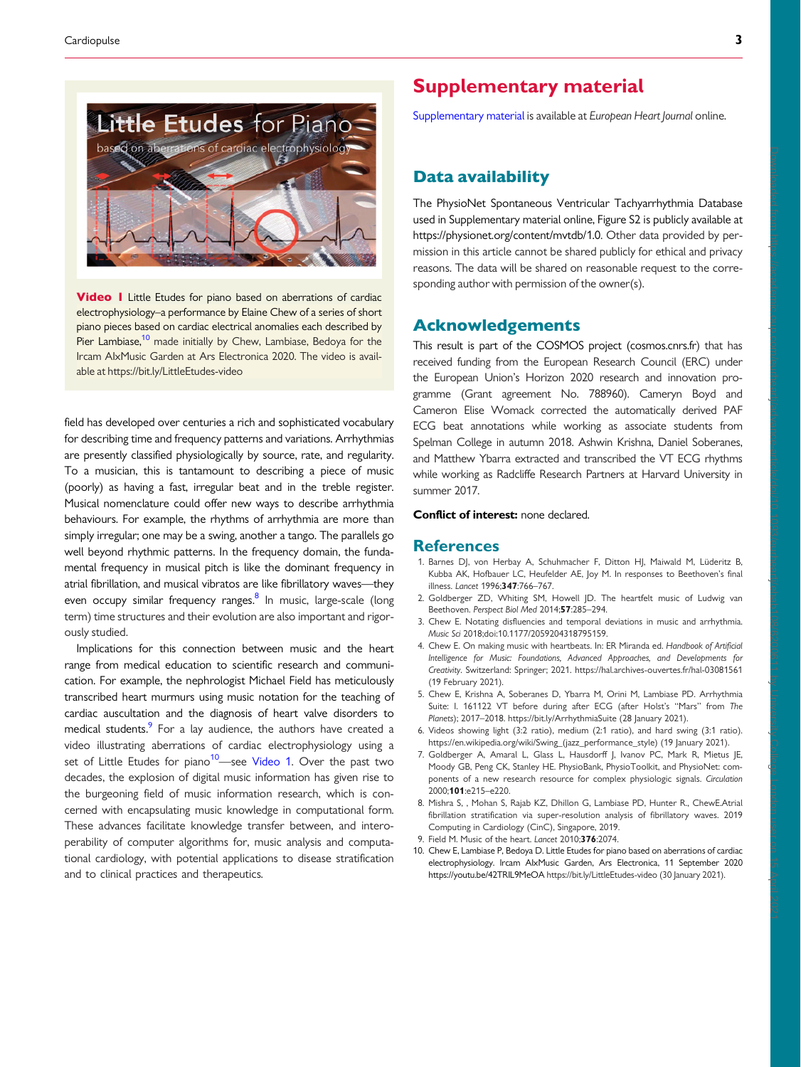**Video 1** Little Etudes for piano based on aberrations of cardiac electrophysiology–a performance by Elaine Chew of a series of short piano pieces based on cardiac electrical anomalies each described by Pier Lambiase,[10] made initially by Chew, Lambiase, Bedoya for the Ircam AIxMusic Garden at Ars Electronica 2020. The video is available at https://bit.ly/LittleEtudes-video

field has developed over centuries a rich and sophisticated vocabulary for describing time and frequency patterns and variations. Arrhythmias are presently classified physiologically by source, rate, and regularity. To a musician, this is tantamount to describing a piece of music (poorly) as having a fast, irregular beat and in the treble register. Musical nomenclature could offer new ways to describe arrhythmia behaviours. For example, the rhythms of arrhythmia are more than simply irregular; one may be a swing, another a tango. The parallels go well beyond rhythmic patterns. In the frequency domain, the fundamental frequency in musical pitch is like the dominant frequency in atrial fibrillation, and musical vibratos are like fibrillatory waves—they even occupy similar frequency ranges.[8] In music, large-scale (long term) time structures and their evolution are also important and rigorously studied.

Implications for this connection between music and the heart range from medical education to scientific research and communication. For example, the nephrologist Michael Field has meticulously transcribed heart murmurs using music notation for the teaching of cardiac auscultation and the diagnosis of heart valve disorders to medical students.[9] For a lay audience, the authors have created a video illustrating aberrations of cardiac electrophysiology using a set of Little Etudes for piano[10]—see Video 1. Over the past two decades, the explosion of digital music information has given rise to the burgeoning field of music information research, which is concerned with encapsulating music knowledge in computational form. These advances facilitate knowledge transfer between, and interoperability of computer algorithms for, music analysis and computational cardiology, with potential applications to disease stratification and to clinical practices and therapeutics.

## Supplementary material

Supplementary material is available at *European Heart Journal* online.

## Data availability

The PhysioNet Spontaneous Ventricular Tachyarrhythmia Database used in Supplementary material online, Figure S2 is publicly available at https://physionet.org/content/mvtdb/1.0. Other data provided by permission in this article cannot be shared publicly for ethical and privacy reasons. The data will be shared on reasonable request to the corresponding author with permission of the owner(s).

## Acknowledgements

This result is part of the COSMOS project (cosmos.cnrs.fr) that has received funding from the European Research Council (ERC) under the European Union's Horizon 2020 research and innovation programme (Grant agreement No. 788960). Cameryn Boyd and Cameron Elise Womack corrected the automatically derived PAF ECG beat annotations while working as associate students from Spelman College in autumn 2018. Ashwin Krishna, Daniel Soberanes, and Matthew Ybarra extracted and transcribed the VT ECG rhythms while working as Radcliffe Research Partners at Harvard University in summer 2017.

**Conflict of interest:** none declared.

## References

1. Barnes DJ, von Herbay A, Schuhmacher F, Ditton HJ, Maiwald M, Lüderitz B, Kubba AK, Hofbauer LC, Heufelder AE, Joy M. In responses to Beethoven's final illness. *Lancet* 1996;**347**:766–767.
2. Goldberger ZD, Whiting SM, Howell JD. The heartfelt music of Ludwig van Beethoven. *Perspect Biol Med* 2014;**57**:285–294.
3. Chew E. Notating disfluencies and temporal deviations in music and arrhythmia. *Music Sci* 2018;doi:10.1177/2059204318795159.
4. Chew E. On making music with heartbeats. In: ER Miranda ed. *Handbook of Artificial Intelligence for Music: Foundations, Advanced Approaches, and Developments for Creativity*. Switzerland: Springer; 2021. https://hal.archives-ouvertes.fr/hal-03081561 (19 February 2021).
5. Chew E, Krishna A, Soberanes D, Ybarra M, Orini M, Lambiase PD. Arrhythmia Suite: I. 161122 VT before during after ECG (after Holst's "Mars" from *The Planets*); 2017–2018. https://bit.ly/ArrhythmiaSuite (28 January 2021).
6. Videos showing light (3:2 ratio), medium (2:1 ratio), and hard swing (3:1 ratio). https://en.wikipedia.org/wiki/Swing_(jazz_performance_style) (19 January 2021).
7. Goldberger A, Amaral L, Glass L, Hausdorff J, Ivanov PC, Mark R, Mietus JE, Moody GB, Peng CK, Stanley HE. PhysioBank, PhysioToolkit, and PhysioNet: components of a new research resource for complex physiologic signals. *Circulation* 2000;**101**:e215–e220.
8. Mishra S, , Mohan S, Rajab KZ, Dhillon G, Lambiase PD, Hunter R., ChewE.Atrial fibrillation stratification via super-resolution analysis of fibrillatory waves. 2019 Computing in Cardiology (CinC), Singapore, 2019.
9. Field M. Music of the heart. *Lancet* 2010;**376**:2074.
10. Chew E, Lambiase P, Bedoya D. Little Etudes for piano based on aberrations of cardiac electrophysiology. Ircam AIxMusic Garden, Ars Electronica, 11 September 2020 https://youtu.be/42TRIL9MeOA https://bit.ly/LittleEtudes-video (30 January 2021).